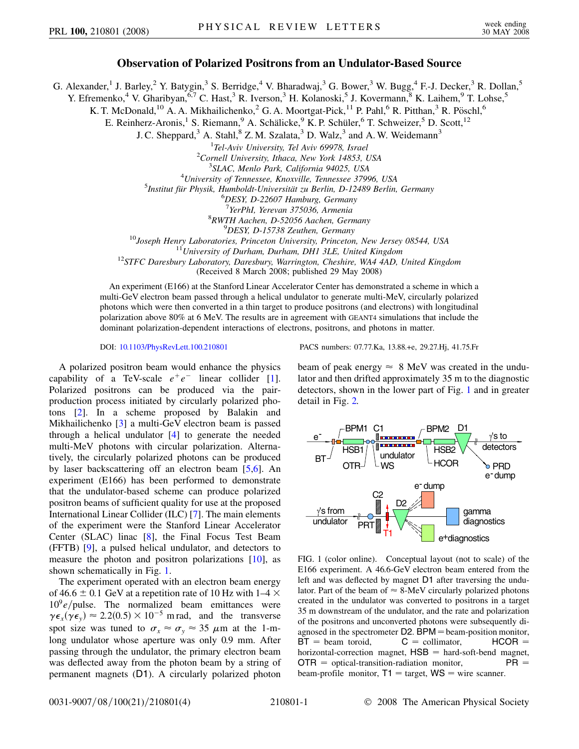# Observation of Polarized Positrons from an Undulator-Based Source

G. Alexander,[1] J. Barley,[2] Y. Batygin,[3] S. Berridge,[4] V. Bharadwaj,[3] G. Bower,[3] W. Bugg,[4] F.-J. Decker,[3] R. Dollan,[5] Y. Efremenko,[4] V. Gharibyan,[6,7] C. Hast,[3] R. Iverson,[3] H. Kolanoski,[5] J. Kovermann,[8] K. Laihem,[9] T. Lohse,[5] K. T. McDonald,[10] A. A. Mikhailichenko,[2] G. A. Moortgat-Pick,[11] P. Pahl,[6] R. Pitthan,[3] R. Pöschl,[6] E. Reinherz-Aronis,[1] S. Riemann,[9] A. Schälicke,[9] K. P. Schüler,[6] T. Schweizer,[5] D. Scott,[12] J. C. Sheppard,[3] A. Stahl,[8] Z. M. Szalata,[3] D. Walz,[3] and A. W. Weidemann[3]

[1]*Tel-Aviv University, Tel Aviv 69978, Israel*
[2]*Cornell University, Ithaca, New York 14853, USA*
[3]*SLAC, Menlo Park, California 94025, USA*
[4]*University of Tennessee, Knoxville, Tennessee 37996, USA*
[5]*Institut für Physik, Humboldt-Universität zu Berlin, D-12489 Berlin, Germany*
[6]*DESY, D-22607 Hamburg, Germany*
[7]*YerPhI, Yerevan 375036, Armenia*
[8]*RWTH Aachen, D-52056 Aachen, Germany*
[9]*DESY, D-15738 Zeuthen, Germany*
[10]*Joseph Henry Laboratories, Princeton University, Princeton, New Jersey 08544, USA*
[11]*University of Durham, Durham, DH1 3LE, United Kingdom*
[12]*STFC Daresbury Laboratory, Daresbury, Warrington, Cheshire, WA4 4AD, United Kingdom*

(Received 8 March 2008; published 29 May 2008)

An experiment (E166) at the Stanford Linear Accelerator Center has demonstrated a scheme in which a multi-GeV electron beam passed through a helical undulator to generate multi-MeV, circularly polarized photons which were then converted in a thin target to produce positrons (and electrons) with longitudinal polarization above 80% at 6 MeV. The results are in agreement with GEANT4 simulations that include the dominant polarization-dependent interactions of electrons, positrons, and photons in matter.

DOI: 10.1103/PhysRevLett.100.210801

PACS numbers: 07.77.Ka, 13.88.+e, 29.27.Hj, 41.75.Fr

A polarized positron beam would enhance the physics capability of a TeV-scale $e^+e^-$ linear collider [1]. Polarized positrons can be produced via the pair-production process initiated by circularly polarized photons [2]. In a scheme proposed by Balakin and Mikhailichenko [3] a multi-GeV electron beam is passed through a helical undulator [4] to generate the needed multi-MeV photons with circular polarization. Alternatively, the circularly polarized photons can be produced by laser backscattering off an electron beam [5,6]. An experiment (E166) has been performed to demonstrate that the undulator-based scheme can produce polarized positron beams of sufficient quality for use at the proposed International Linear Collider (ILC) [7]. The main elements of the experiment were the Stanford Linear Accelerator Center (SLAC) linac [8], the Final Focus Test Beam (FFTB) [9], a pulsed helical undulator, and detectors to measure the photon and positron polarizations [10], as shown schematically in Fig. 1.

The experiment operated with an electron beam energy of $46.6 \pm 0.1$ GeV at a repetition rate of 10 Hz with 1–4 $\times$ $10^9 e$/pulse. The normalized beam emittances were $\gamma\epsilon_x(\gamma\epsilon_y) \approx 2.2(0.5) \times 10^{-5}$ m rad, and the transverse spot size was tuned to $\sigma_x \approx \sigma_y \approx 35$ $\mu$m at the 1-m-long undulator whose aperture was only 0.9 mm. After passing through the undulator, the primary electron beam was deflected away from the photon beam by a string of permanent magnets (D1). A circularly polarized photon beam of peak energy $\approx$ 8 MeV was created in the undulator and then drifted approximately 35 m to the diagnostic detectors, shown in the lower part of Fig. 1 and in greater detail in Fig. 2.

FIG. 1 (color online). Conceptual layout (not to scale) of the E166 experiment. A 46.6-GeV electron beam entered from the left and was deflected by magnet D1 after traversing the undulator. Part of the beam of $\approx$ 8-MeV circularly polarized photons created in the undulator was converted to positrons in a target 35 m downstream of the undulator, and the rate and polarization of the positrons and unconverted photons were subsequently diagnosed in the spectrometer D2. BPM = beam-position monitor, BT = beam toroid, C = collimator, HCOR = horizontal-correction magnet, HSB = hard-soft-bend magnet, OTR = optical-transition-radiation monitor, PR = beam-profile monitor, T1 = target, WS = wire scanner.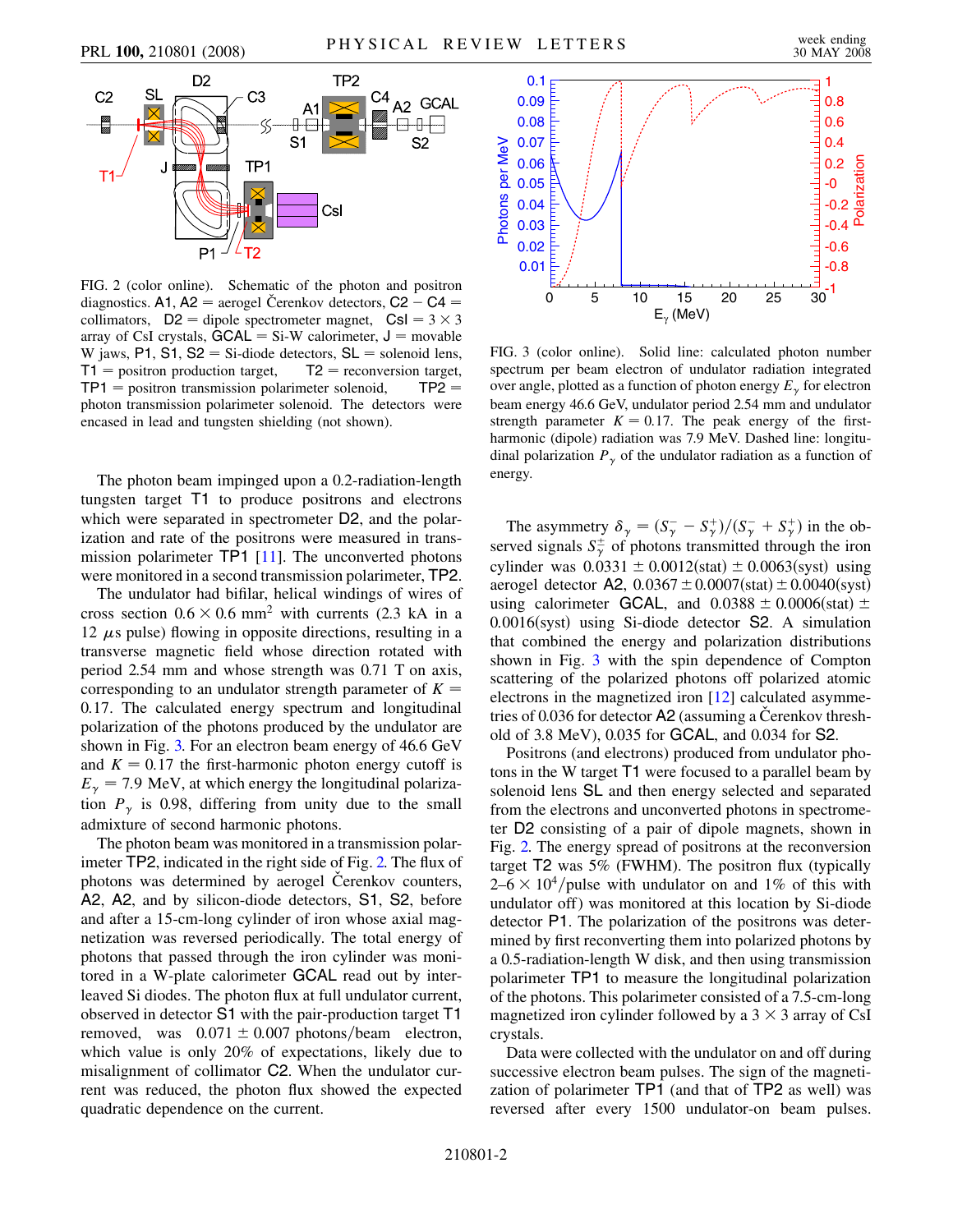FIG. 2 (color online). Schematic of the photon and positron diagnostics. A1, A2 = aerogel Čerenkov detectors, C2 – C4 = collimators, D2 = dipole spectrometer magnet, CsI = 3 × 3 array of CsI crystals, GCAL = Si-W calorimeter, J = movable W jaws, P1, S1, S2 = Si-diode detectors, SL = solenoid lens, T1 = positron production target, T2 = reconversion target, TP1 = positron transmission polarimeter solenoid, TP2 = photon transmission polarimeter solenoid. The detectors were encased in lead and tungsten shielding (not shown).

The photon beam impinged upon a 0.2-radiation-length tungsten target T1 to produce positrons and electrons which were separated in spectrometer D2, and the polarization and rate of the positrons were measured in transmission polarimeter TP1 [11]. The unconverted photons were monitored in a second transmission polarimeter, TP2.

The undulator had bifilar, helical windings of wires of cross section $0.6 \times 0.6$ mm$^2$ with currents (2.3 kA in a 12 $\mu$s pulse) flowing in opposite directions, resulting in a transverse magnetic field whose direction rotated with period 2.54 mm and whose strength was 0.71 T on axis, corresponding to an undulator strength parameter of $K = 0.17$. The calculated energy spectrum and longitudinal polarization of the photons produced by the undulator are shown in Fig. 3. For an electron beam energy of 46.6 GeV and $K = 0.17$ the first-harmonic photon energy cutoff is $E_\gamma = 7.9$ MeV, at which energy the longitudinal polarization $P_\gamma$ is 0.98, differing from unity due to the small admixture of second harmonic photons.

The photon beam was monitored in a transmission polarimeter TP2, indicated in the right side of Fig. 2. The flux of photons was determined by aerogel Čerenkov counters, A2, A2, and by silicon-diode detectors, S1, S2, before and after a 15-cm-long cylinder of iron whose axial magnetization was reversed periodically. The total energy of photons that passed through the iron cylinder was monitored in a W-plate calorimeter GCAL read out by interleaved Si diodes. The photon flux at full undulator current, observed in detector S1 with the pair-production target T1 removed, was $0.071 \pm 0.007$ photons/beam electron, which value is only 20% of expectations, likely due to misalignment of collimator C2. When the undulator current was reduced, the photon flux showed the expected quadratic dependence on the current.

FIG. 3 (color online). Solid line: calculated photon number spectrum per beam electron of undulator radiation integrated over angle, plotted as a function of photon energy $E_\gamma$ for electron beam energy 46.6 GeV, undulator period 2.54 mm and undulator strength parameter $K = 0.17$. The peak energy of the first-harmonic (dipole) radiation was 7.9 MeV. Dashed line: longitudinal polarization $P_\gamma$ of the undulator radiation as a function of energy.

The asymmetry $\delta_\gamma = (S_\gamma^- - S_\gamma^+)/(S_\gamma^- + S_\gamma^+)$ in the observed signals $S_\gamma^\pm$ of photons transmitted through the iron cylinder was $0.0331 \pm 0.0012(\text{stat}) \pm 0.0063(\text{syst})$ using aerogel detector A2, $0.0367 \pm 0.0007(\text{stat}) \pm 0.0040(\text{syst})$ using calorimeter GCAL, and $0.0388 \pm 0.0006(\text{stat}) \pm 0.0016(\text{syst})$ using Si-diode detector S2. A simulation that combined the energy and polarization distributions shown in Fig. 3 with the spin dependence of Compton scattering of the polarized photons off polarized atomic electrons in the magnetized iron [12] calculated asymmetries of 0.036 for detector A2 (assuming a Čerenkov threshold of 3.8 MeV), 0.035 for GCAL, and 0.034 for S2.

Positrons (and electrons) produced from undulator photons in the W target T1 were focused to a parallel beam by solenoid lens SL and then energy selected and separated from the electrons and unconverted photons in spectrometer D2 consisting of a pair of dipole magnets, shown in Fig. 2. The energy spread of positrons at the reconversion target T2 was 5% (FWHM). The positron flux (typically $2$–$6 \times 10^4$/pulse with undulator on and 1% of this with undulator off) was monitored at this location by Si-diode detector P1. The polarization of the positrons was determined by first reconverting them into polarized photons by a 0.5-radiation-length W disk, and then using transmission polarimeter TP1 to measure the longitudinal polarization of the photons. This polarimeter consisted of a 7.5-cm-long magnetized iron cylinder followed by a 3 × 3 array of CsI crystals.

Data were collected with the undulator on and off during successive electron beam pulses. The sign of the magnetization of polarimeter TP1 (and that of TP2 as well) was reversed after every 1500 undulator-on beam pulses.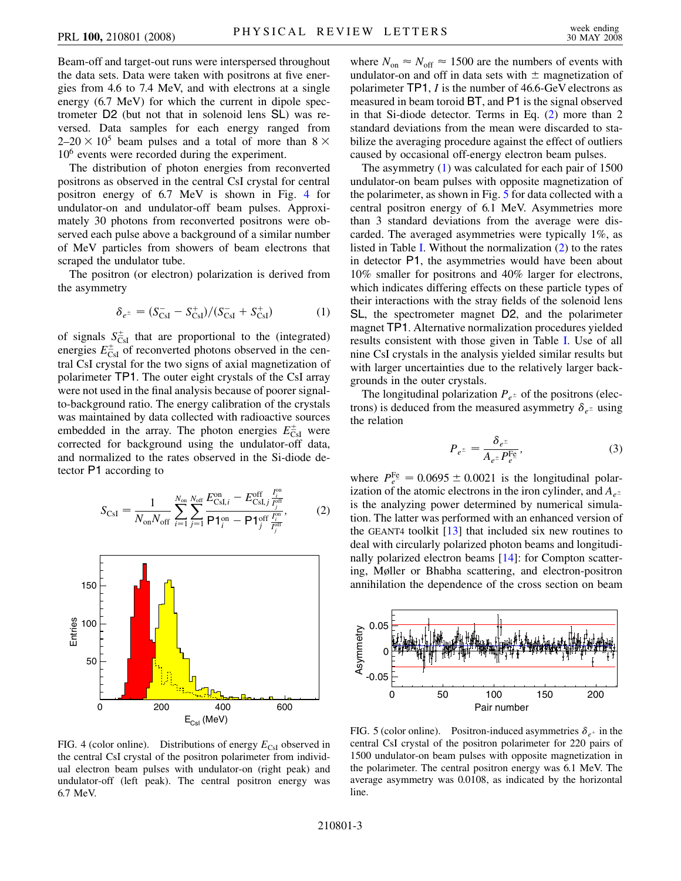Beam-off and target-out runs were interspersed throughout the data sets. Data were taken with positrons at five energies from 4.6 to 7.4 MeV, and with electrons at a single energy (6.7 MeV) for which the current in dipole spectrometer D2 (but not that in solenoid lens SL) was reversed. Data samples for each energy ranged from $2$–$20 \times 10^5$ beam pulses and a total of more than $8 \times 10^6$ events were recorded during the experiment.

The distribution of photon energies from reconverted positrons as observed in the central CsI crystal for central positron energy of 6.7 MeV is shown in Fig. 4 for undulator-on and undulator-off beam pulses. Approximately 30 photons from reconverted positrons were observed each pulse above a background of a similar number of MeV particles from showers of beam electrons that scraped the undulator tube.

The positron (or electron) polarization is derived from the asymmetry

$$\delta_{e^\pm} = (S^-_{\rm CsI} - S^+_{\rm CsI})/(S^-_{\rm CsI} + S^+_{\rm CsI}) \tag{1}$$

of signals $S^\pm_{\rm CsI}$ that are proportional to the (integrated) energies $E^\pm_{\rm CsI}$ of reconverted photons observed in the central CsI crystal for the two signs of axial magnetization of polarimeter TP1. The outer eight crystals of the CsI array were not used in the final analysis because of poorer signal-to-background ratio. The energy calibration of the crystals was maintained by data collected with radioactive sources embedded in the array. The photon energies $E^\pm_{\rm CsI}$ were corrected for background using the undulator-off data, and normalized to the rates observed in the Si-diode detector P1 according to

$$S_{\rm CsI} = \frac{1}{N_{\rm on} N_{\rm off}} \sum_{i=1}^{N_{\rm on}} \sum_{j=1}^{N_{\rm off}} \frac{E^{\rm on}_{{\rm CsI},i} - E^{\rm off}_{{\rm CsI},j} \frac{I^{\rm on}_i}{I^{\rm off}_j}}{{\rm P1}^{\rm on}_i - {\rm P1}^{\rm off}_j \frac{I^{\rm on}_i}{I^{\rm off}_j}}, \tag{2}$$

FIG. 4 (color online). Distributions of energy $E_{\rm CsI}$ observed in the central CsI crystal of the positron polarimeter from individual electron beam pulses with undulator-on (right peak) and undulator-off (left peak). The central positron energy was 6.7 MeV.

where $N_{\rm on} \approx N_{\rm off} \approx 1500$ are the numbers of events with undulator-on and off in data sets with $\pm$ magnetization of polarimeter TP1, $I$ is the number of 46.6-GeV electrons as measured in beam toroid BT, and P1 is the signal observed in that Si-diode detector. Terms in Eq. (2) more than 2 standard deviations from the mean were discarded to stabilize the averaging procedure against the effect of outliers caused by occasional off-energy electron beam pulses.

The asymmetry (1) was calculated for each pair of 1500 undulator-on beam pulses with opposite magnetization of the polarimeter, as shown in Fig. 5 for data collected with a central positron energy of 6.1 MeV. Asymmetries more than 3 standard deviations from the average were discarded. The averaged asymmetries were typically 1%, as listed in Table I. Without the normalization (2) to the rates in detector P1, the asymmetries would have been about 10% smaller for positrons and 40% larger for electrons, which indicates differing effects on these particle types of their interactions with the stray fields of the solenoid lens SL, the spectrometer magnet D2, and the polarimeter magnet TP1. Alternative normalization procedures yielded results consistent with those given in Table I. Use of all nine CsI crystals in the analysis yielded similar results but with larger uncertainties due to the relatively larger backgrounds in the outer crystals.

The longitudinal polarization $P_{e^\pm}$ of the positrons (electrons) is deduced from the measured asymmetry $\delta_{e^\pm}$ using the relation

$$P_{e^\pm} = \frac{\delta_{e^\pm}}{A_{e^\pm} P^{\rm Fe}_{e^-}}, \tag{3}$$

where $P^{\rm Fe}_{e^-} = 0.0695 \pm 0.0021$ is the longitudinal polarization of the atomic electrons in the iron cylinder, and $A_{e^\pm}$ is the analyzing power determined by numerical simulation. The latter was performed with an enhanced version of the GEANT4 toolkit [13] that included six new routines to deal with circularly polarized photon beams and longitudinally polarized electron beams [14]: for Compton scattering, Møller or Bhabha scattering, and electron-positron annihilation the dependence of the cross section on beam

FIG. 5 (color online). Positron-induced asymmetries $\delta_{e^+}$ in the central CsI crystal of the positron polarimeter for 220 pairs of 1500 undulator-on beam pulses with opposite magnetization in the polarimeter. The central positron energy was 6.1 MeV. The average asymmetry was 0.0108, as indicated by the horizontal line.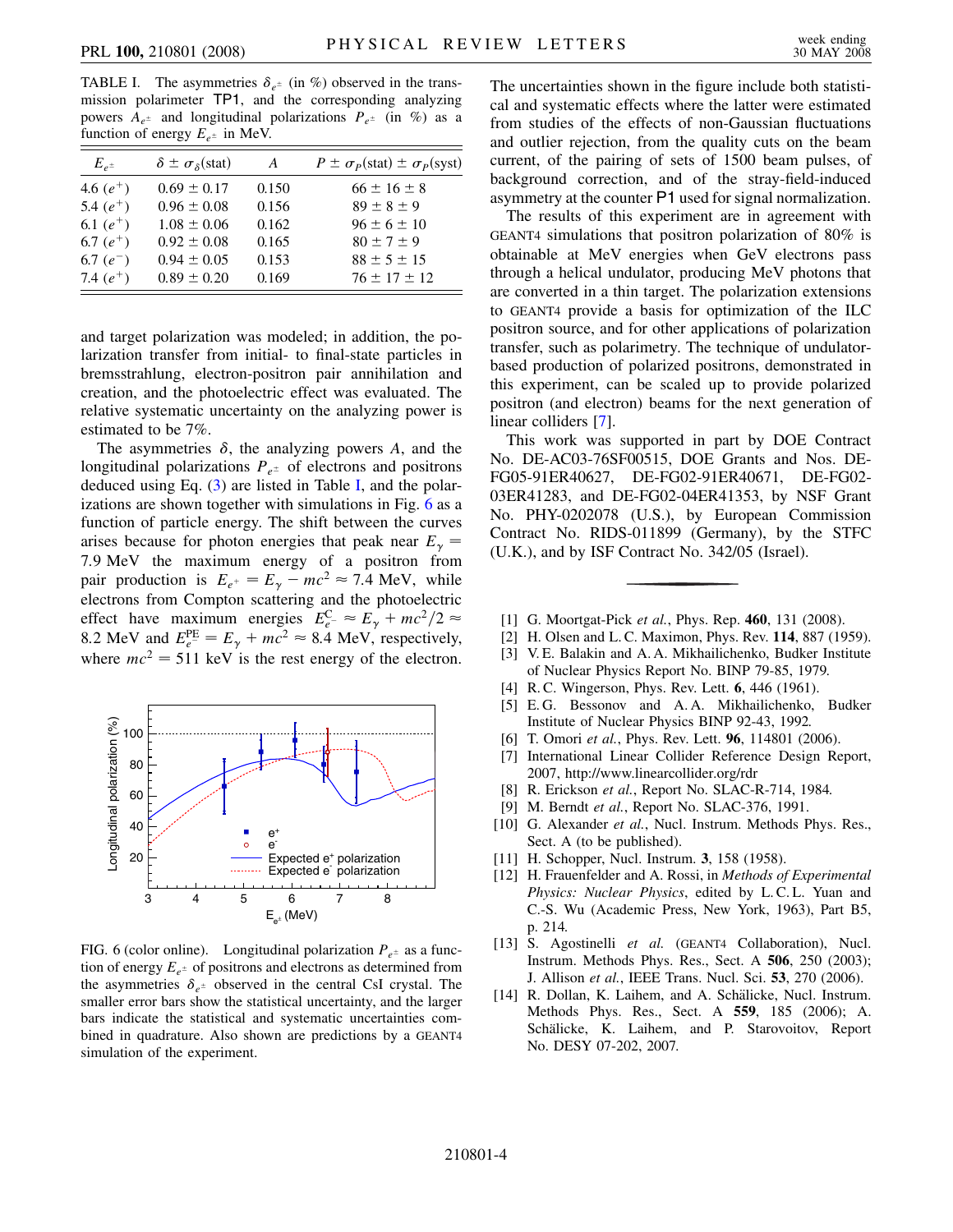TABLE I. The asymmetries $\delta_{e^\pm}$ (in %) observed in the transmission polarimeter TP1, and the corresponding analyzing powers $A_{e^\pm}$ and longitudinal polarizations $P_{e^\pm}$ (in %) as a function of energy $E_{e^\pm}$ in MeV.

| $E_{e^\pm}$ | $\delta \pm \sigma_\delta$(stat) | $A$ | $P \pm \sigma_P$(stat) $\pm$ $\sigma_P$(syst) |
|---|---|---|---|
| 4.6 ($e^+$) | 0.69 ± 0.17 | 0.150 | 66 ± 16 ± 8 |
| 5.4 ($e^+$) | 0.96 ± 0.08 | 0.156 | 89 ± 8 ± 9 |
| 6.1 ($e^+$) | 1.08 ± 0.06 | 0.162 | 96 ± 6 ± 10 |
| 6.7 ($e^+$) | 0.92 ± 0.08 | 0.165 | 80 ± 7 ± 9 |
| 6.7 ($e^-$) | 0.94 ± 0.05 | 0.153 | 88 ± 5 ± 15 |
| 7.4 ($e^+$) | 0.89 ± 0.20 | 0.169 | 76 ± 17 ± 12 |

and target polarization was modeled; in addition, the polarization transfer from initial- to final-state particles in bremsstrahlung, electron-positron pair annihilation and creation, and the photoelectric effect was evaluated. The relative systematic uncertainty on the analyzing power is estimated to be 7%.

The asymmetries $\delta$, the analyzing powers $A$, and the longitudinal polarizations $P_{e^\pm}$ of electrons and positrons deduced using Eq. (3) are listed in Table I, and the polarizations are shown together with simulations in Fig. 6 as a function of particle energy. The shift between the curves arises because for photon energies that peak near $E_\gamma = 7.9$ MeV the maximum energy of a positron from pair production is $E_{e^+} = E_\gamma - mc^2 \approx 7.4$ MeV, while electrons from Compton scattering and the photoelectric effect have maximum energies $E_{e^-}^{\mathrm{C}} \approx E_\gamma + mc^2/2 \approx 8.2$ MeV and $E_{e}^{\mathrm{PE}} = E_\gamma + mc^2 \approx 8.4$ MeV, respectively, where $mc^2 = 511$ keV is the rest energy of the electron.

Longitudinal polarization (%)
100
80
60
40
20
3 4 5 6 7 8
$E_{e^\pm}$ (MeV)
e+
e-
Expected e+ polarization
Expected e- polarization

FIG. 6 (color online). Longitudinal polarization $P_{e^\pm}$ as a function of energy $E_{e^\pm}$ of positrons and electrons as determined from the asymmetries $\delta_{e^\pm}$ observed in the central CsI crystal. The smaller error bars show the statistical uncertainty, and the larger bars indicate the statistical and systematic uncertainties combined in quadrature. Also shown are predictions by a GEANT4 simulation of the experiment.

The uncertainties shown in the figure include both statistical and systematic effects where the latter were estimated from studies of the effects of non-Gaussian fluctuations and outlier rejection, from the quality cuts on the beam current, of the pairing of sets of 1500 beam pulses, of background correction, and of the stray-field-induced asymmetry at the counter P1 used for signal normalization.

The results of this experiment are in agreement with GEANT4 simulations that positron polarization of 80% is obtainable at MeV energies when GeV electrons pass through a helical undulator, producing MeV photons that are converted in a thin target. The polarization extensions to GEANT4 provide a basis for optimization of the ILC positron source, and for other applications of polarization transfer, such as polarimetry. The technique of undulator-based production of polarized positrons, demonstrated in this experiment, can be scaled up to provide polarized positron (and electron) beams for the next generation of linear colliders [7].

This work was supported in part by DOE Contract No. DE-AC03-76SF00515, DOE Grants and Nos. DE-FG05-91ER40627, DE-FG02-91ER40671, DE-FG02-03ER41283, and DE-FG02-04ER41353, by NSF Grant No. PHY-0202078 (U.S.), by European Commission Contract No. RIDS-011899 (Germany), by the STFC (U.K.), and by ISF Contract No. 342/05 (Israel).

[1] G. Moortgat-Pick *et al.*, Phys. Rep. **460**, 131 (2008).
[2] H. Olsen and L. C. Maximon, Phys. Rev. **114**, 887 (1959).
[3] V. E. Balakin and A. A. Mikhailichenko, Budker Institute of Nuclear Physics Report No. BINP 79-85, 1979.
[4] R. C. Wingerson, Phys. Rev. Lett. **6**, 446 (1961).
[5] E. G. Bessonov and A. A. Mikhailichenko, Budker Institute of Nuclear Physics BINP 92-43, 1992.
[6] T. Omori *et al.*, Phys. Rev. Lett. **96**, 114801 (2006).
[7] International Linear Collider Reference Design Report, 2007, http://www.linearcollider.org/rdr
[8] R. Erickson *et al.*, Report No. SLAC-R-714, 1984.
[9] M. Berndt *et al.*, Report No. SLAC-376, 1991.
[10] G. Alexander *et al.*, Nucl. Instrum. Methods Phys. Res., Sect. A (to be published).
[11] H. Schopper, Nucl. Instrum. **3**, 158 (1958).
[12] H. Frauenfelder and A. Rossi, in *Methods of Experimental Physics: Nuclear Physics*, edited by L. C. L. Yuan and C.-S. Wu (Academic Press, New York, 1963), Part B5, p. 214.
[13] S. Agostinelli *et al.* (GEANT4 Collaboration), Nucl. Instrum. Methods Phys. Res., Sect. A **506**, 250 (2003); J. Allison *et al.*, IEEE Trans. Nucl. Sci. **53**, 270 (2006).
[14] R. Dollan, K. Laihem, and A. Schälicke, Nucl. Instrum. Methods Phys. Res., Sect. A **559**, 185 (2006); A. Schälicke, K. Laihem, and P. Starovoitov, Report No. DESY 07-202, 2007.